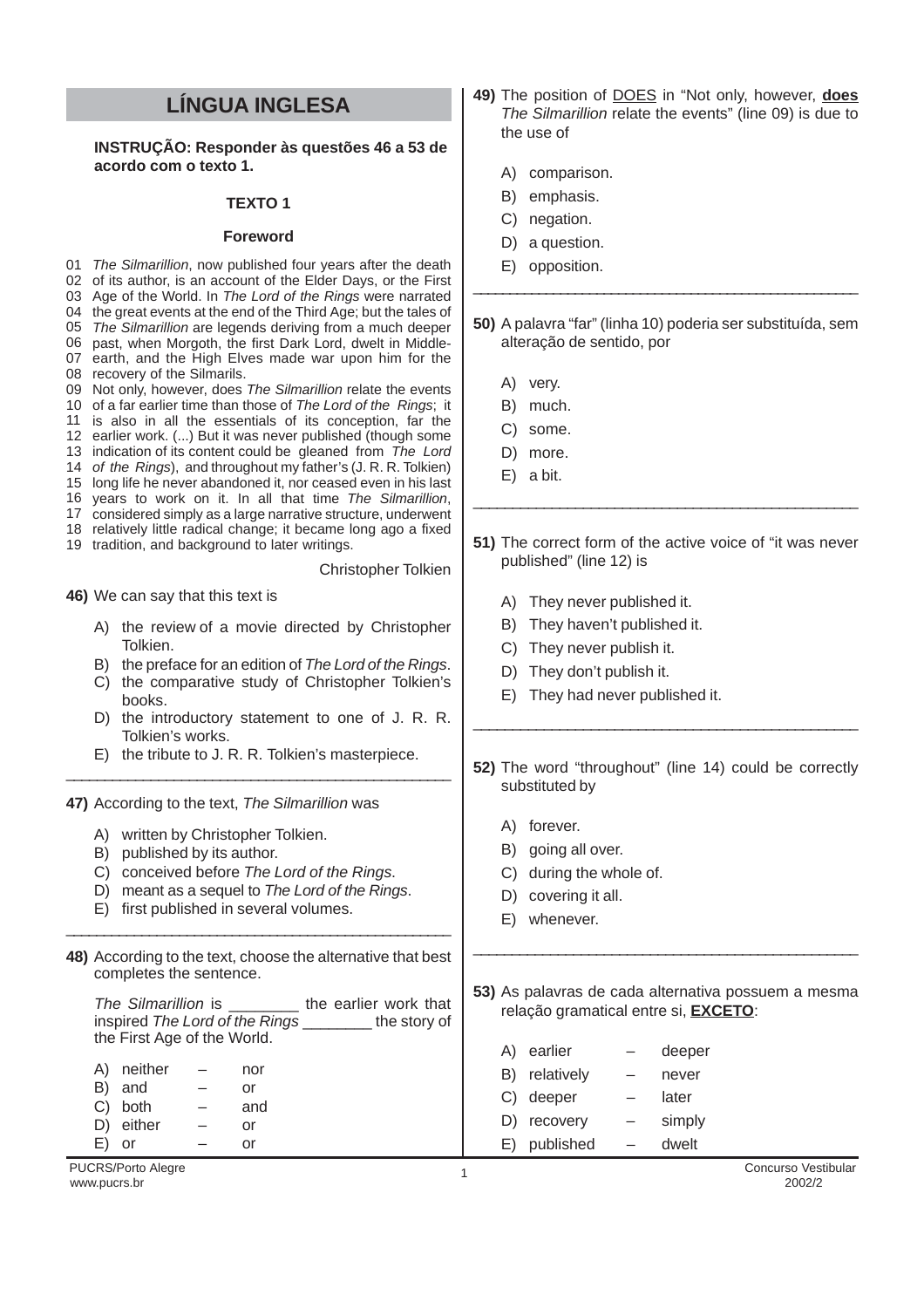## LÍNGUA INGLESA

**INSTRUÇÃO: Responder às questões 46 a 53 de acordo com o texto 1.**

**TEXTO 1**

**Foreword**

01 *The Silmarillion*, now published four years after the death
02 of its author, is an account of the Elder Days, or the First
03 Age of the World. In *The Lord of the Rings* were narrated
04 the great events at the end of the Third Age; but the tales of
05 *The Silmarillion* are legends deriving from a much deeper
06 past, when Morgoth, the first Dark Lord, dwelt in Middle-
07 earth, and the High Elves made war upon him for the
08 recovery of the Silmarils.
09 Not only, however, does *The Silmarillion* relate the events
10 of a far earlier time than those of *The Lord of the Rings*; it
11 is also in all the essentials of its conception, far the
12 earlier work. (...) But it was never published (though some
13 indication of its content could be gleaned from *The Lord*
14 *of the Rings*), and throughout my father's (J. R. R. Tolkien)
15 long life he never abandoned it, nor ceased even in his last
16 years to work on it. In all that time *The Silmarillion*,
17 considered simply as a large narrative structure, underwent
18 relatively little radical change; it became long ago a fixed
19 tradition, and background to later writings.

Christopher Tolkien

**46)** We can say that this text is

A) the review of a movie directed by Christopher Tolkien.
B) the preface for an edition of *The Lord of the Rings*.
C) the comparative study of Christopher Tolkien's books.
D) the introductory statement to one of J. R. R. Tolkien's works.
E) the tribute to J. R. R. Tolkien's masterpiece.

---

**47)** According to the text, *The Silmarillion* was

A) written by Christopher Tolkien.
B) published by its author.
C) conceived before *The Lord of the Rings*.
D) meant as a sequel to *The Lord of the Rings*.
E) first published in several volumes.

---

**48)** According to the text, choose the alternative that best completes the sentence.

*The Silmarillion* is ________ the earlier work that inspired *The Lord of the Rings* ________ the story of the First Age of the World.

A) neither – nor
B) and – or
C) both – and
D) either – or
E) or – or

---

**49)** The position of <u>DOES</u> in "Not only, however, **does** *The Silmarillion* relate the events" (line 09) is due to the use of

A) comparison.
B) emphasis.
C) negation.
D) a question.
E) opposition.

---

**50)** A palavra "far" (linha 10) poderia ser substituída, sem alteração de sentido, por

A) very.
B) much.
C) some.
D) more.
E) a bit.

---

**51)** The correct form of the active voice of "it was never published" (line 12) is

A) They never published it.
B) They haven't published it.
C) They never publish it.
D) They don't publish it.
E) They had never published it.

---

**52)** The word "throughout" (line 14) could be correctly substituted by

A) forever.
B) going all over.
C) during the whole of.
D) covering it all.
E) whenever.

---

**53)** As palavras de cada alternativa possuem a mesma relação gramatical entre si, <u>**EXCETO**</u>:

A) earlier – deeper
B) relatively – never
C) deeper – later
D) recovery – simply
E) published – dwelt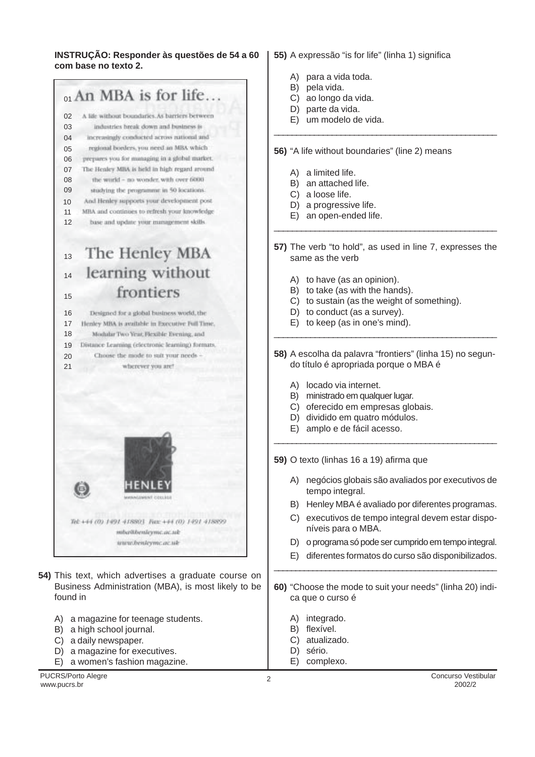**INSTRUÇÃO: Responder às questões de 54 a 60 com base no texto 2.**

01 An MBA is for life…

02 A life without boundaries. As barriers between
03 industries break down and business is
04 increasingly conducted across national and
05 regional borders, you need an MBA which
06 prepares you for managing in a global market.
07 The Henley MBA is held in high regard around
08 the world – no wonder, with over 6000
09 studying the programme in 50 locations.
10 And Henley supports your development post
11 MBA and continues to refresh your knowledge
12 base and update your management skills.

13 The Henley MBA
14 learning without
15 frontiers

16 Designed for a global business world, the
17 Henley MBA is available in Executive Full Time,
18 Modular Two Year, Flexible Evening, and
19 Distance Learning (electronic learning) formats.
20 Choose the mode to suit your needs –
21 wherever you are!

HENLEY
MANAGEMENT COLLEGE

Tel: +44 (0) 1491 418803 Fax: +44 (0) 1491 418899
mba@henleymc.ac.uk
www.henleymc.ac.uk

**54)** This text, which advertises a graduate course on Business Administration (MBA), is most likely to be found in

A) a magazine for teenage students.
B) a high school journal.
C) a daily newspaper.
D) a magazine for executives.
E) a women's fashion magazine.

**55)** A expressão "is for life" (linha 1) significa

A) para a vida toda.
B) pela vida.
C) ao longo da vida.
D) parte da vida.
E) um modelo de vida.

**56)** "A life without boundaries" (line 2) means

A) a limited life.
B) an attached life.
C) a loose life.
D) a progressive life.
E) an open-ended life.

**57)** The verb "to hold", as used in line 7, expresses the same as the verb

A) to have (as an opinion).
B) to take (as with the hands).
C) to sustain (as the weight of something).
D) to conduct (as a survey).
E) to keep (as in one's mind).

**58)** A escolha da palavra "frontiers" (linha 15) no segundo título é apropriada porque o MBA é

A) locado via internet.
B) ministrado em qualquer lugar.
C) oferecido em empresas globais.
D) dividido em quatro módulos.
E) amplo e de fácil acesso.

**59)** O texto (linhas 16 a 19) afirma que

A) negócios globais são avaliados por executivos de tempo integral.
B) Henley MBA é avaliado por diferentes programas.
C) executivos de tempo integral devem estar disponíveis para o MBA.
D) o programa só pode ser cumprido em tempo integral.
E) diferentes formatos do curso são disponibilizados.

**60)** "Choose the mode to suit your needs" (linha 20) indica que o curso é

A) integrado.
B) flexível.
C) atualizado.
D) sério.
E) complexo.